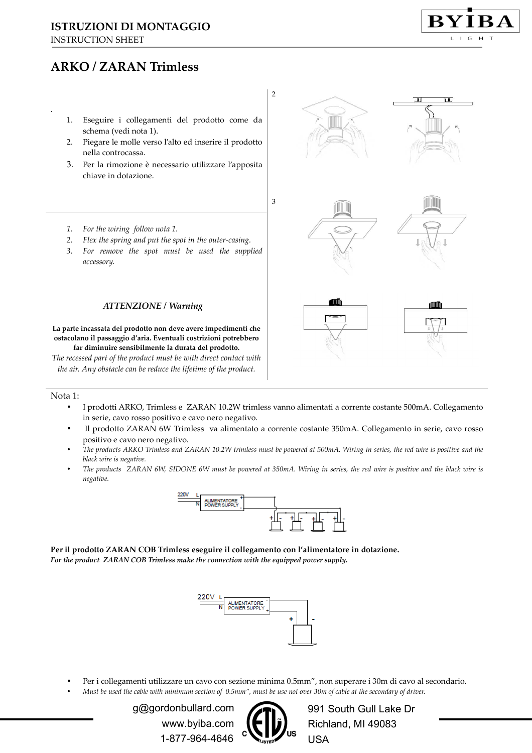**ISTRUZIONI DI MONTAGGIO**
INSTRUCTION SHEET

# ARKO / ZARAN Trimless

1. Eseguire i collegamenti del prodotto come da schema (vedi nota 1).
2. Piegare le molle verso l'alto ed inserire il prodotto nella controcassa.
3. Per la rimozione è necessario utilizzare l'apposita chiave in dotazione.

1. *For the wiring follow nota 1.*
2. *Flex the spring and put the spot in the outer-casing.*
3. *For remove the spot must be used the supplied accessory.*

2

3

***ATTENZIONE / Warning***

**La parte incassata del prodotto non deve avere impedimenti che ostacolano il passaggio d'aria. Eventuali costrizioni potrebbero far diminuire sensibilmente la durata del prodotto.**
*The recessed part of the product must be with direct contact with the air. Any obstacle can be reduce the lifetime of the product.*

Nota 1:

- I prodotti ARKO, Trimless e ZARAN 10.2W trimless vanno alimentati a corrente costante 500mA. Collegamento in serie, cavo rosso positivo e cavo nero negativo.
- Il prodotto ZARAN 6W Trimless va alimentato a corrente costante 350mA. Collegamento in serie, cavo rosso positivo e cavo nero negativo.
- *The products ARKO Trimless and ZARAN 10.2W trimless must be powered at 500mA. Wiring in series, the red wire is positive and the black wire is negative.*
- *The products ZARAN 6W, SIDONE 6W must be powered at 350mA. Wiring in series, the red wire is positive and the black wire is negative.*

220V L N ALIMENTATORE POWER SUPPLY + -

**Per il prodotto ZARAN COB Trimless eseguire il collegamento con l'alimentatore in dotazione.**
***For the product ZARAN COB Trimless make the connection with the equipped power supply.***

220V L N ALIMENTATORE POWER SUPPLY - + + -

- Per i collegamenti utilizzare un cavo con sezione minima 0.5mm", non superare i 30m di cavo al secondario.
- *Must be used the cable with minimum section of 0.5mm", must be use not over 30m of cable at the secondary of driver.*

g@gordonbullard.com
www.byiba.com
1-877-964-4646

991 South Gull Lake Dr
Richland, MI 49083
USA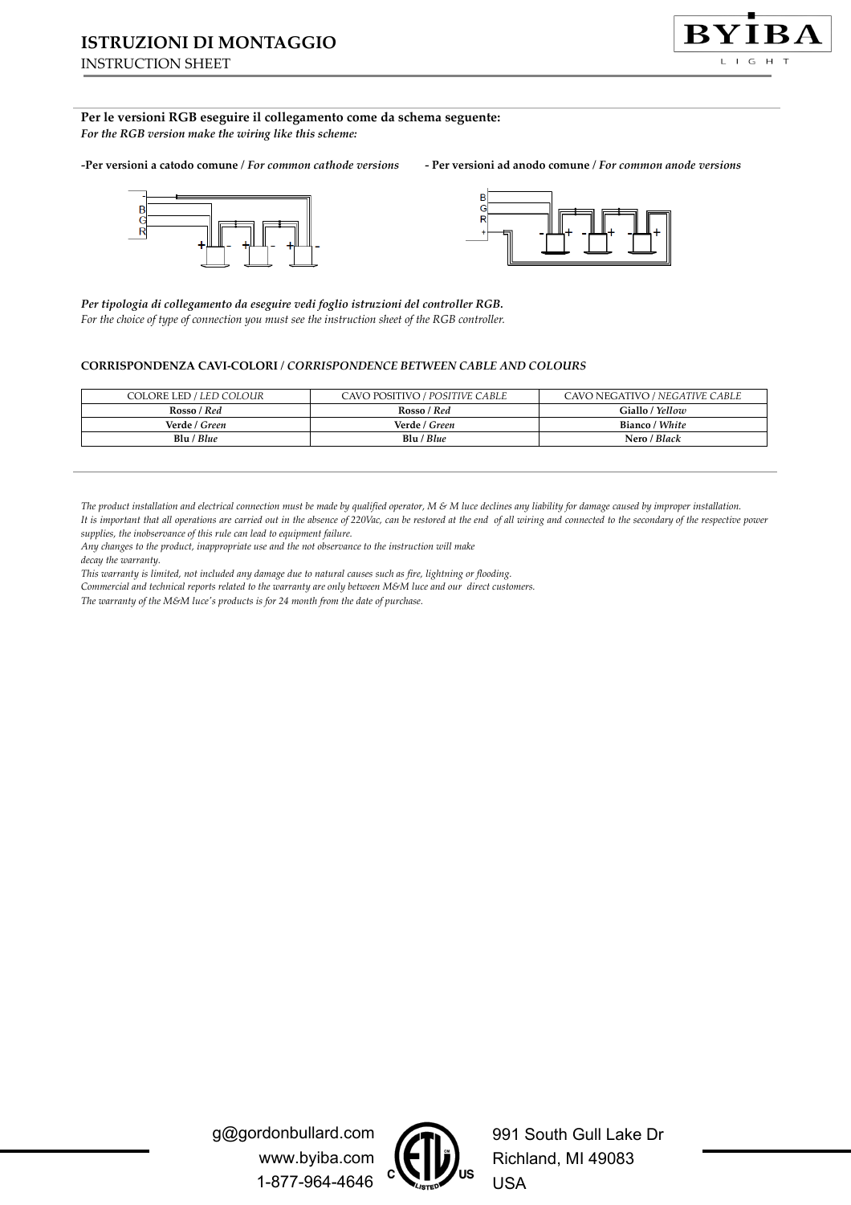**Per le versioni RGB eseguire il collegamento come da schema seguente:**
***For the RGB version make the wiring like this scheme:***

**-Per versioni a catodo comune /** *For common cathode versions*

- B
- G
- R
+ - + - + -

**- Per versioni ad anodo comune /** *For common anode versions*

B
G
R
+
- + - + - +

***Per tipologia di collegamento da eseguire vedi foglio istruzioni del controller RGB.***
*For the choice of type of connection you must see the instruction sheet of the RGB controller.*

**CORRISPONDENZA CAVI-COLORI /** ***CORRISPONDENCE BETWEEN CABLE AND COLOURS***

| COLORE LED / *LED COLOUR* | CAVO POSITIVO / *POSITIVE CABLE* | CAVO NEGATIVO / *NEGATIVE CABLE* |
|---|---|---|
| **Rosso /** ***Red*** | **Rosso /** ***Red*** | **Giallo /** ***Yellow*** |
| **Verde /** ***Green*** | **Verde /** ***Green*** | **Bianco /** ***White*** |
| **Blu /** ***Blue*** | **Blu /** ***Blue*** | **Nero /** ***Black*** |

*The product installation and electrical connection must be made by qualified operator, M & M luce declines any liability for damage caused by improper installation.*
*It is important that all operations are carried out in the absence of 220Vac, can be restored at the end of all wiring and connected to the secondary of the respective power supplies, the inobservance of this rule can lead to equipment failure.*
*Any changes to the product, inappropriate use and the not observance to the instruction will make decay the warranty.*
*This warranty is limited, not included any damage due to natural causes such as fire, lightning or flooding.*
*Commercial and technical reports related to the warranty are only between M&M luce and our direct customers.*
*The warranty of the M&M luce's products is for 24 month from the date of purchase.*

g@gordonbullard.com
www.byiba.com
1-877-964-4646

991 South Gull Lake Dr
Richland, MI 49083
USA